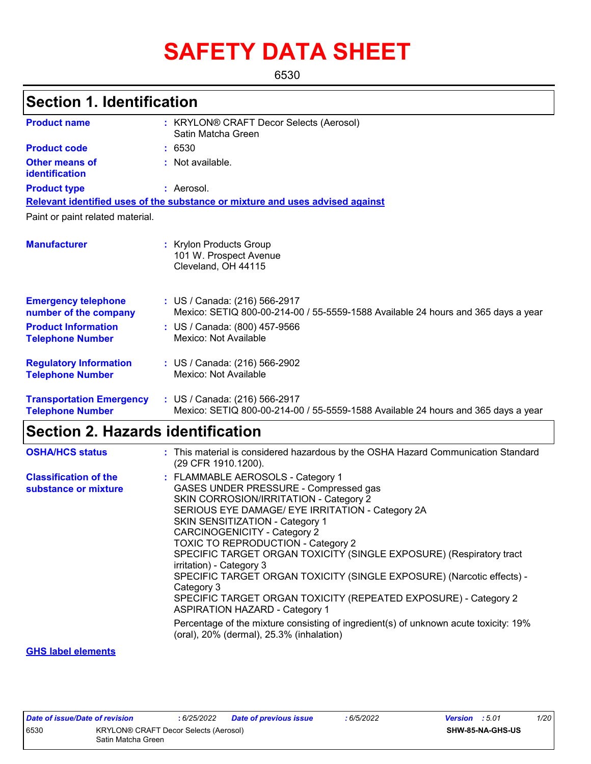# SAFETY DATA SHEET

6530

## Section 1. Identification

**Product name** : KRYLON® CRAFT Decor Selects (Aerosol) Satin Matcha Green

**Product code** : 6530

**Other means of identification** : Not available.

**Product type** : Aerosol.

**Relevant identified uses of the substance or mixture and uses advised against**

Paint or paint related material.

**Manufacturer** : Krylon Products Group
101 W. Prospect Avenue
Cleveland, OH 44115

**Emergency telephone number of the company** : US / Canada: (216) 566-2917
Mexico: SETIQ 800-00-214-00 / 55-5559-1588 Available 24 hours and 365 days a year

**Product Information Telephone Number** : US / Canada: (800) 457-9566
Mexico: Not Available

**Regulatory Information Telephone Number** : US / Canada: (216) 566-2902
Mexico: Not Available

**Transportation Emergency Telephone Number** : US / Canada: (216) 566-2917
Mexico: SETIQ 800-00-214-00 / 55-5559-1588 Available 24 hours and 365 days a year

## Section 2. Hazards identification

**OSHA/HCS status** : This material is considered hazardous by the OSHA Hazard Communication Standard (29 CFR 1910.1200).

**Classification of the substance or mixture** :
FLAMMABLE AEROSOLS - Category 1
GASES UNDER PRESSURE - Compressed gas
SKIN CORROSION/IRRITATION - Category 2
SERIOUS EYE DAMAGE/ EYE IRRITATION - Category 2A
SKIN SENSITIZATION - Category 1
CARCINOGENICITY - Category 2
TOXIC TO REPRODUCTION - Category 2
SPECIFIC TARGET ORGAN TOXICITY (SINGLE EXPOSURE) (Respiratory tract irritation) - Category 3
SPECIFIC TARGET ORGAN TOXICITY (SINGLE EXPOSURE) (Narcotic effects) - Category 3
SPECIFIC TARGET ORGAN TOXICITY (REPEATED EXPOSURE) - Category 2
ASPIRATION HAZARD - Category 1

Percentage of the mixture consisting of ingredient(s) of unknown acute toxicity: 19% (oral), 20% (dermal), 25.3% (inhalation)

**GHS label elements**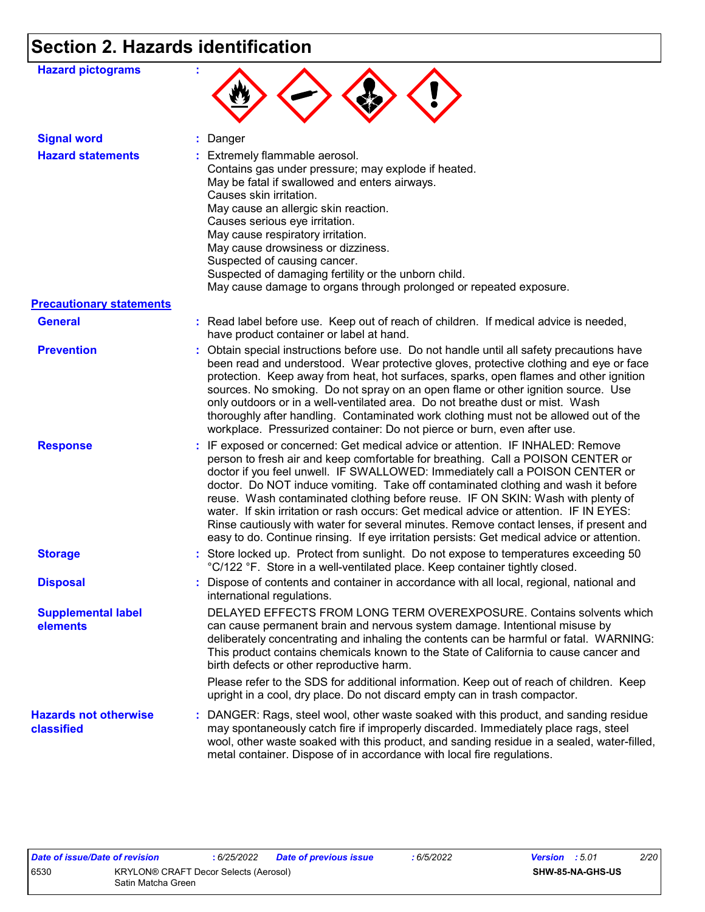# Section 2. Hazards identification

**Hazard pictograms** :

**Signal word** : Danger

**Hazard statements** : Extremely flammable aerosol.
Contains gas under pressure; may explode if heated.
May be fatal if swallowed and enters airways.
Causes skin irritation.
May cause an allergic skin reaction.
Causes serious eye irritation.
May cause respiratory irritation.
May cause drowsiness or dizziness.
Suspected of causing cancer.
Suspected of damaging fertility or the unborn child.
May cause damage to organs through prolonged or repeated exposure.

**Precautionary statements**

**General** : Read label before use. Keep out of reach of children. If medical advice is needed, have product container or label at hand.

**Prevention** : Obtain special instructions before use. Do not handle until all safety precautions have been read and understood. Wear protective gloves, protective clothing and eye or face protection. Keep away from heat, hot surfaces, sparks, open flames and other ignition sources. No smoking. Do not spray on an open flame or other ignition source. Use only outdoors or in a well-ventilated area. Do not breathe dust or mist. Wash thoroughly after handling. Contaminated work clothing must not be allowed out of the workplace. Pressurized container: Do not pierce or burn, even after use.

**Response** : IF exposed or concerned: Get medical advice or attention. IF INHALED: Remove person to fresh air and keep comfortable for breathing. Call a POISON CENTER or doctor if you feel unwell. IF SWALLOWED: Immediately call a POISON CENTER or doctor. Do NOT induce vomiting. Take off contaminated clothing and wash it before reuse. Wash contaminated clothing before reuse. IF ON SKIN: Wash with plenty of water. If skin irritation or rash occurs: Get medical advice or attention. IF IN EYES: Rinse cautiously with water for several minutes. Remove contact lenses, if present and easy to do. Continue rinsing. If eye irritation persists: Get medical advice or attention.

**Storage** : Store locked up. Protect from sunlight. Do not expose to temperatures exceeding 50 °C/122 °F. Store in a well-ventilated place. Keep container tightly closed.

**Disposal** : Dispose of contents and container in accordance with all local, regional, national and international regulations.

**Supplemental label elements** DELAYED EFFECTS FROM LONG TERM OVEREXPOSURE. Contains solvents which can cause permanent brain and nervous system damage. Intentional misuse by deliberately concentrating and inhaling the contents can be harmful or fatal. WARNING: This product contains chemicals known to the State of California to cause cancer and birth defects or other reproductive harm.

Please refer to the SDS for additional information. Keep out of reach of children. Keep upright in a cool, dry place. Do not discard empty can in trash compactor.

**Hazards not otherwise classified** : DANGER: Rags, steel wool, other waste soaked with this product, and sanding residue may spontaneously catch fire if improperly discarded. Immediately place rags, steel wool, other waste soaked with this product, and sanding residue in a sealed, water-filled, metal container. Dispose of in accordance with local fire regulations.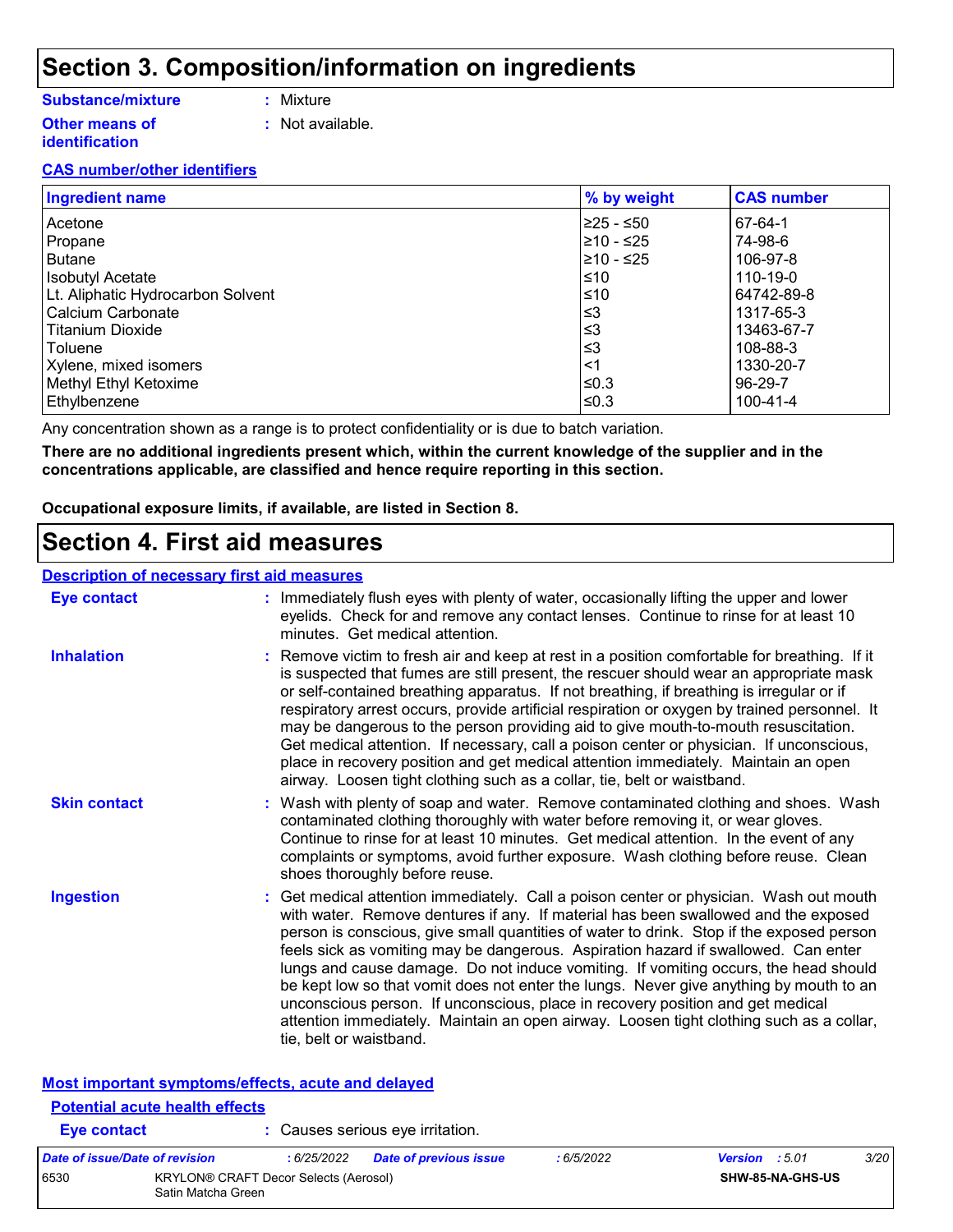# Section 3. Composition/information on ingredients

**Substance/mixture** : Mixture

**Other means of identification** : Not available.

**CAS number/other identifiers**

| Ingredient name | % by weight | CAS number |
|---|---|---|
| Acetone | ≥25 - ≤50 | 67-64-1 |
| Propane | ≥10 - ≤25 | 74-98-6 |
| Butane | ≥10 - ≤25 | 106-97-8 |
| Isobutyl Acetate | ≤10 | 110-19-0 |
| Lt. Aliphatic Hydrocarbon Solvent | ≤10 | 64742-89-8 |
| Calcium Carbonate | ≤3 | 1317-65-3 |
| Titanium Dioxide | ≤3 | 13463-67-7 |
| Toluene | ≤3 | 108-88-3 |
| Xylene, mixed isomers | <1 | 1330-20-7 |
| Methyl Ethyl Ketoxime | ≤0.3 | 96-29-7 |
| Ethylbenzene | ≤0.3 | 100-41-4 |

Any concentration shown as a range is to protect confidentiality or is due to batch variation.

**There are no additional ingredients present which, within the current knowledge of the supplier and in the concentrations applicable, are classified and hence require reporting in this section.**

**Occupational exposure limits, if available, are listed in Section 8.**

# Section 4. First aid measures

**Description of necessary first aid measures**

**Eye contact** : Immediately flush eyes with plenty of water, occasionally lifting the upper and lower eyelids. Check for and remove any contact lenses. Continue to rinse for at least 10 minutes. Get medical attention.

**Inhalation** : Remove victim to fresh air and keep at rest in a position comfortable for breathing. If it is suspected that fumes are still present, the rescuer should wear an appropriate mask or self-contained breathing apparatus. If not breathing, if breathing is irregular or if respiratory arrest occurs, provide artificial respiration or oxygen by trained personnel. It may be dangerous to the person providing aid to give mouth-to-mouth resuscitation. Get medical attention. If necessary, call a poison center or physician. If unconscious, place in recovery position and get medical attention immediately. Maintain an open airway. Loosen tight clothing such as a collar, tie, belt or waistband.

**Skin contact** : Wash with plenty of soap and water. Remove contaminated clothing and shoes. Wash contaminated clothing thoroughly with water before removing it, or wear gloves. Continue to rinse for at least 10 minutes. Get medical attention. In the event of any complaints or symptoms, avoid further exposure. Wash clothing before reuse. Clean shoes thoroughly before reuse.

**Ingestion** : Get medical attention immediately. Call a poison center or physician. Wash out mouth with water. Remove dentures if any. If material has been swallowed and the exposed person is conscious, give small quantities of water to drink. Stop if the exposed person feels sick as vomiting may be dangerous. Aspiration hazard if swallowed. Can enter lungs and cause damage. Do not induce vomiting. If vomiting occurs, the head should be kept low so that vomit does not enter the lungs. Never give anything by mouth to an unconscious person. If unconscious, place in recovery position and get medical attention immediately. Maintain an open airway. Loosen tight clothing such as a collar, tie, belt or waistband.

**Most important symptoms/effects, acute and delayed**

**Potential acute health effects**

**Eye contact** : Causes serious eye irritation.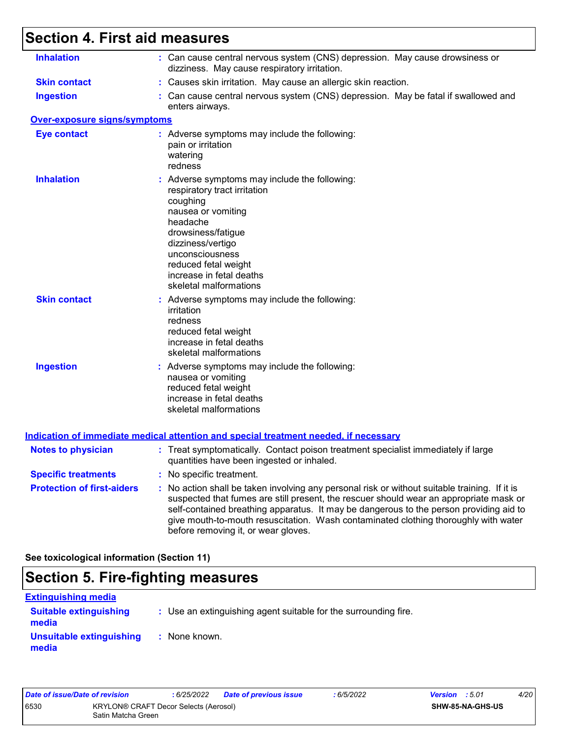## Section 4. First aid measures

**Inhalation** : Can cause central nervous system (CNS) depression. May cause drowsiness or dizziness. May cause respiratory irritation.

**Skin contact** : Causes skin irritation. May cause an allergic skin reaction.

**Ingestion** : Can cause central nervous system (CNS) depression. May be fatal if swallowed and enters airways.

### Over-exposure signs/symptoms

**Eye contact** : Adverse symptoms may include the following:
pain or irritation
watering
redness

**Inhalation** : Adverse symptoms may include the following:
respiratory tract irritation
coughing
nausea or vomiting
headache
drowsiness/fatigue
dizziness/vertigo
unconsciousness
reduced fetal weight
increase in fetal deaths
skeletal malformations

**Skin contact** : Adverse symptoms may include the following:
irritation
redness
reduced fetal weight
increase in fetal deaths
skeletal malformations

**Ingestion** : Adverse symptoms may include the following:
nausea or vomiting
reduced fetal weight
increase in fetal deaths
skeletal malformations

### Indication of immediate medical attention and special treatment needed, if necessary

**Notes to physician** : Treat symptomatically. Contact poison treatment specialist immediately if large quantities have been ingested or inhaled.

**Specific treatments** : No specific treatment.

**Protection of first-aiders** : No action shall be taken involving any personal risk or without suitable training. If it is suspected that fumes are still present, the rescuer should wear an appropriate mask or self-contained breathing apparatus. It may be dangerous to the person providing aid to give mouth-to-mouth resuscitation. Wash contaminated clothing thoroughly with water before removing it, or wear gloves.

**See toxicological information (Section 11)**

## Section 5. Fire-fighting measures

### Extinguishing media

**Suitable extinguishing media** : Use an extinguishing agent suitable for the surrounding fire.

**Unsuitable extinguishing media** : None known.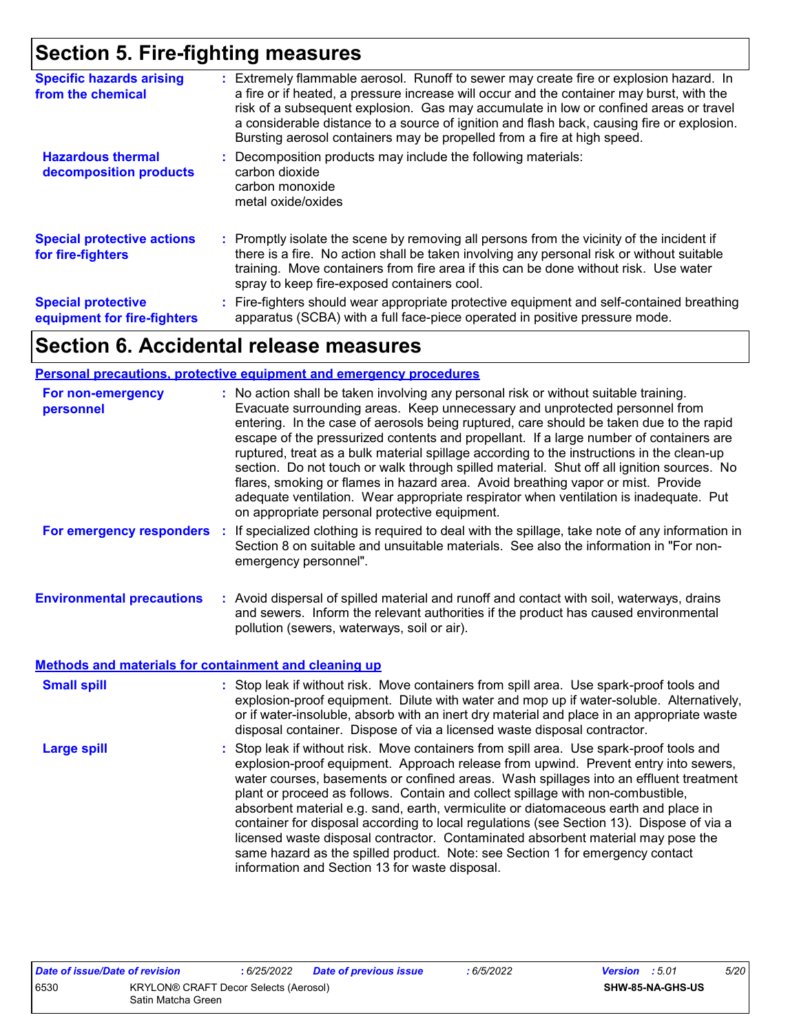# Section 5. Fire-fighting measures

**Specific hazards arising from the chemical** : Extremely flammable aerosol. Runoff to sewer may create fire or explosion hazard. In a fire or if heated, a pressure increase will occur and the container may burst, with the risk of a subsequent explosion. Gas may accumulate in low or confined areas or travel a considerable distance to a source of ignition and flash back, causing fire or explosion. Bursting aerosol containers may be propelled from a fire at high speed.

**Hazardous thermal decomposition products** : Decomposition products may include the following materials:
carbon dioxide
carbon monoxide
metal oxide/oxides

**Special protective actions for fire-fighters** : Promptly isolate the scene by removing all persons from the vicinity of the incident if there is a fire. No action shall be taken involving any personal risk or without suitable training. Move containers from fire area if this can be done without risk. Use water spray to keep fire-exposed containers cool.

**Special protective equipment for fire-fighters** : Fire-fighters should wear appropriate protective equipment and self-contained breathing apparatus (SCBA) with a full face-piece operated in positive pressure mode.

# Section 6. Accidental release measures

## Personal precautions, protective equipment and emergency procedures

**For non-emergency personnel** : No action shall be taken involving any personal risk or without suitable training. Evacuate surrounding areas. Keep unnecessary and unprotected personnel from entering. In the case of aerosols being ruptured, care should be taken due to the rapid escape of the pressurized contents and propellant. If a large number of containers are ruptured, treat as a bulk material spillage according to the instructions in the clean-up section. Do not touch or walk through spilled material. Shut off all ignition sources. No flares, smoking or flames in hazard area. Avoid breathing vapor or mist. Provide adequate ventilation. Wear appropriate respirator when ventilation is inadequate. Put on appropriate personal protective equipment.

**For emergency responders** : If specialized clothing is required to deal with the spillage, take note of any information in Section 8 on suitable and unsuitable materials. See also the information in "For non-emergency personnel".

**Environmental precautions** : Avoid dispersal of spilled material and runoff and contact with soil, waterways, drains and sewers. Inform the relevant authorities if the product has caused environmental pollution (sewers, waterways, soil or air).

## Methods and materials for containment and cleaning up

**Small spill** : Stop leak if without risk. Move containers from spill area. Use spark-proof tools and explosion-proof equipment. Dilute with water and mop up if water-soluble. Alternatively, or if water-insoluble, absorb with an inert dry material and place in an appropriate waste disposal container. Dispose of via a licensed waste disposal contractor.

**Large spill** : Stop leak if without risk. Move containers from spill area. Use spark-proof tools and explosion-proof equipment. Approach release from upwind. Prevent entry into sewers, water courses, basements or confined areas. Wash spillages into an effluent treatment plant or proceed as follows. Contain and collect spillage with non-combustible, absorbent material e.g. sand, earth, vermiculite or diatomaceous earth and place in container for disposal according to local regulations (see Section 13). Dispose of via a licensed waste disposal contractor. Contaminated absorbent material may pose the same hazard as the spilled product. Note: see Section 1 for emergency contact information and Section 13 for waste disposal.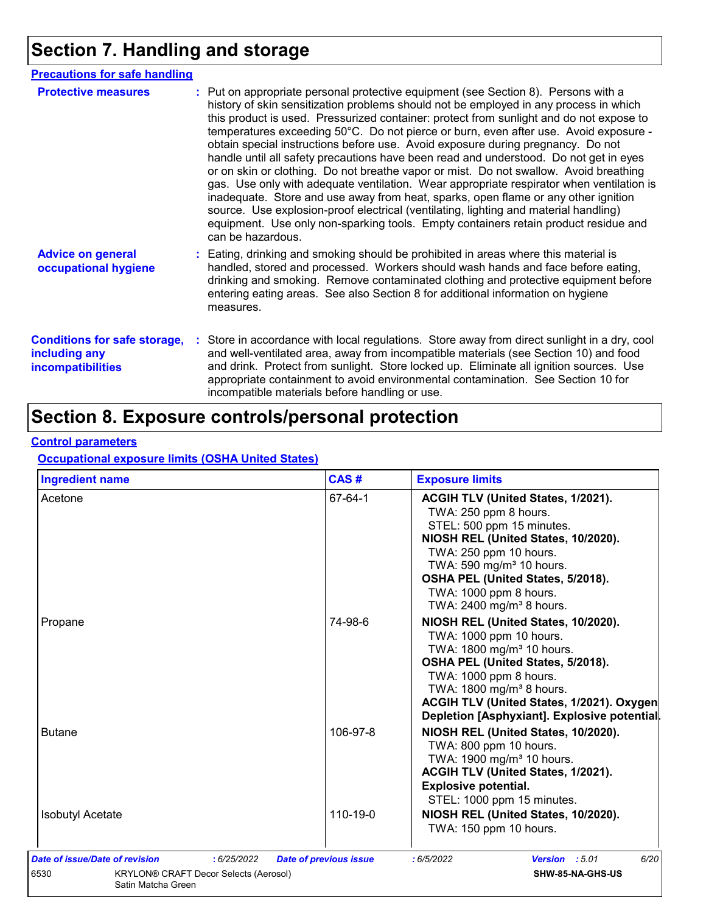# Section 7. Handling and storage

## Precautions for safe handling

**Protective measures** : Put on appropriate personal protective equipment (see Section 8). Persons with a history of skin sensitization problems should not be employed in any process in which this product is used. Pressurized container: protect from sunlight and do not expose to temperatures exceeding 50°C. Do not pierce or burn, even after use. Avoid exposure - obtain special instructions before use. Avoid exposure during pregnancy. Do not handle until all safety precautions have been read and understood. Do not get in eyes or on skin or clothing. Do not breathe vapor or mist. Do not swallow. Avoid breathing gas. Use only with adequate ventilation. Wear appropriate respirator when ventilation is inadequate. Store and use away from heat, sparks, open flame or any other ignition source. Use explosion-proof electrical (ventilating, lighting and material handling) equipment. Use only non-sparking tools. Empty containers retain product residue and can be hazardous.

**Advice on general occupational hygiene** : Eating, drinking and smoking should be prohibited in areas where this material is handled, stored and processed. Workers should wash hands and face before eating, drinking and smoking. Remove contaminated clothing and protective equipment before entering eating areas. See also Section 8 for additional information on hygiene measures.

**Conditions for safe storage, including any incompatibilities** : Store in accordance with local regulations. Store away from direct sunlight in a dry, cool and well-ventilated area, away from incompatible materials (see Section 10) and food and drink. Protect from sunlight. Store locked up. Eliminate all ignition sources. Use appropriate containment to avoid environmental contamination. See Section 10 for incompatible materials before handling or use.

# Section 8. Exposure controls/personal protection

## Control parameters

### Occupational exposure limits (OSHA United States)

| Ingredient name | CAS # | Exposure limits |
|---|---|---|
| Acetone | 67-64-1 | **ACGIH TLV (United States, 1/2021).**<br>TWA: 250 ppm 8 hours.<br>STEL: 500 ppm 15 minutes.<br>**NIOSH REL (United States, 10/2020).**<br>TWA: 250 ppm 10 hours.<br>TWA: 590 mg/m³ 10 hours.<br>**OSHA PEL (United States, 5/2018).**<br>TWA: 1000 ppm 8 hours.<br>TWA: 2400 mg/m³ 8 hours. |
| Propane | 74-98-6 | **NIOSH REL (United States, 10/2020).**<br>TWA: 1000 ppm 10 hours.<br>TWA: 1800 mg/m³ 10 hours.<br>**OSHA PEL (United States, 5/2018).**<br>TWA: 1000 ppm 8 hours.<br>TWA: 1800 mg/m³ 8 hours.<br>**ACGIH TLV (United States, 1/2021). Oxygen Depletion [Asphyxiant]. Explosive potential.** |
| Butane | 106-97-8 | **NIOSH REL (United States, 10/2020).**<br>TWA: 800 ppm 10 hours.<br>TWA: 1900 mg/m³ 10 hours.<br>**ACGIH TLV (United States, 1/2021). Explosive potential.**<br>STEL: 1000 ppm 15 minutes. |
| Isobutyl Acetate | 110-19-0 | **NIOSH REL (United States, 10/2020).**<br>TWA: 150 ppm 10 hours. |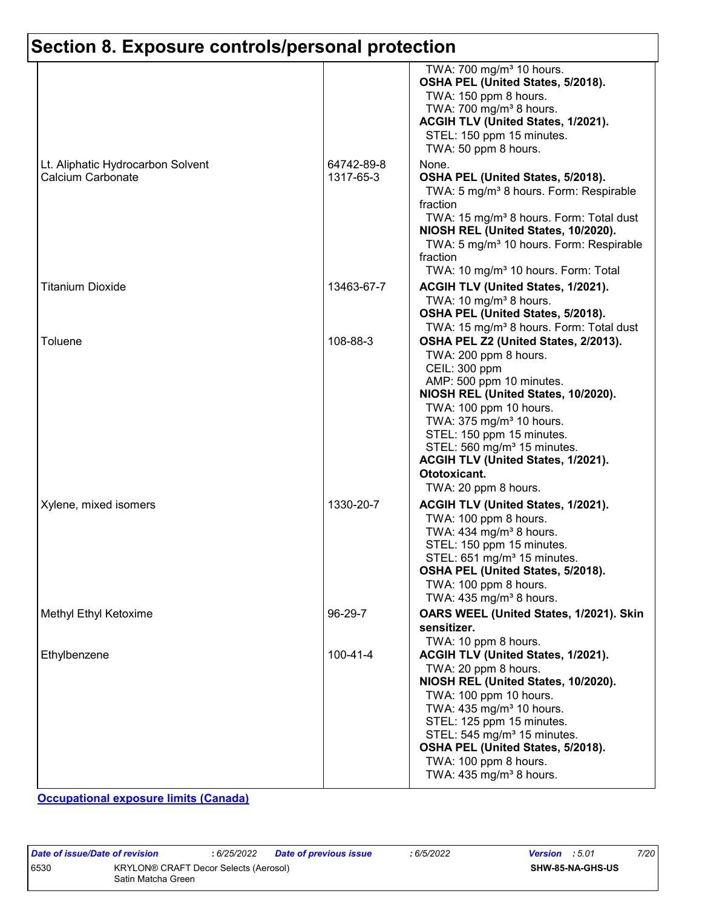# Section 8. Exposure controls/personal protection

| | | |
|---|---|---|
| | | TWA: 700 mg/m³ 10 hours.<br>**OSHA PEL (United States, 5/2018).**<br>TWA: 150 ppm 8 hours.<br>TWA: 700 mg/m³ 8 hours.<br>**ACGIH TLV (United States, 1/2021).**<br>STEL: 150 ppm 15 minutes.<br>TWA: 50 ppm 8 hours. |
| Lt. Aliphatic Hydrocarbon Solvent | 64742-89-8 | None. |
| Calcium Carbonate | 1317-65-3 | **OSHA PEL (United States, 5/2018).**<br>TWA: 5 mg/m³ 8 hours. Form: Respirable fraction<br>TWA: 15 mg/m³ 8 hours. Form: Total dust<br>**NIOSH REL (United States, 10/2020).**<br>TWA: 5 mg/m³ 10 hours. Form: Respirable fraction<br>TWA: 10 mg/m³ 10 hours. Form: Total |
| Titanium Dioxide | 13463-67-7 | **ACGIH TLV (United States, 1/2021).**<br>TWA: 10 mg/m³ 8 hours.<br>**OSHA PEL (United States, 5/2018).**<br>TWA: 15 mg/m³ 8 hours. Form: Total dust |
| Toluene | 108-88-3 | **OSHA PEL Z2 (United States, 2/2013).**<br>TWA: 200 ppm 8 hours.<br>CEIL: 300 ppm<br>AMP: 500 ppm 10 minutes.<br>**NIOSH REL (United States, 10/2020).**<br>TWA: 100 ppm 10 hours.<br>TWA: 375 mg/m³ 10 hours.<br>STEL: 150 ppm 15 minutes.<br>STEL: 560 mg/m³ 15 minutes.<br>**ACGIH TLV (United States, 1/2021). Ototoxicant.**<br>TWA: 20 ppm 8 hours. |
| Xylene, mixed isomers | 1330-20-7 | **ACGIH TLV (United States, 1/2021).**<br>TWA: 100 ppm 8 hours.<br>TWA: 434 mg/m³ 8 hours.<br>STEL: 150 ppm 15 minutes.<br>STEL: 651 mg/m³ 15 minutes.<br>**OSHA PEL (United States, 5/2018).**<br>TWA: 100 ppm 8 hours.<br>TWA: 435 mg/m³ 8 hours. |
| Methyl Ethyl Ketoxime | 96-29-7 | **OARS WEEL (United States, 1/2021). Skin sensitizer.**<br>TWA: 10 ppm 8 hours. |
| Ethylbenzene | 100-41-4 | **ACGIH TLV (United States, 1/2021).**<br>TWA: 20 ppm 8 hours.<br>**NIOSH REL (United States, 10/2020).**<br>TWA: 100 ppm 10 hours.<br>TWA: 435 mg/m³ 10 hours.<br>STEL: 125 ppm 15 minutes.<br>STEL: 545 mg/m³ 15 minutes.<br>**OSHA PEL (United States, 5/2018).**<br>TWA: 100 ppm 8 hours.<br>TWA: 435 mg/m³ 8 hours. |

**Occupational exposure limits (Canada)**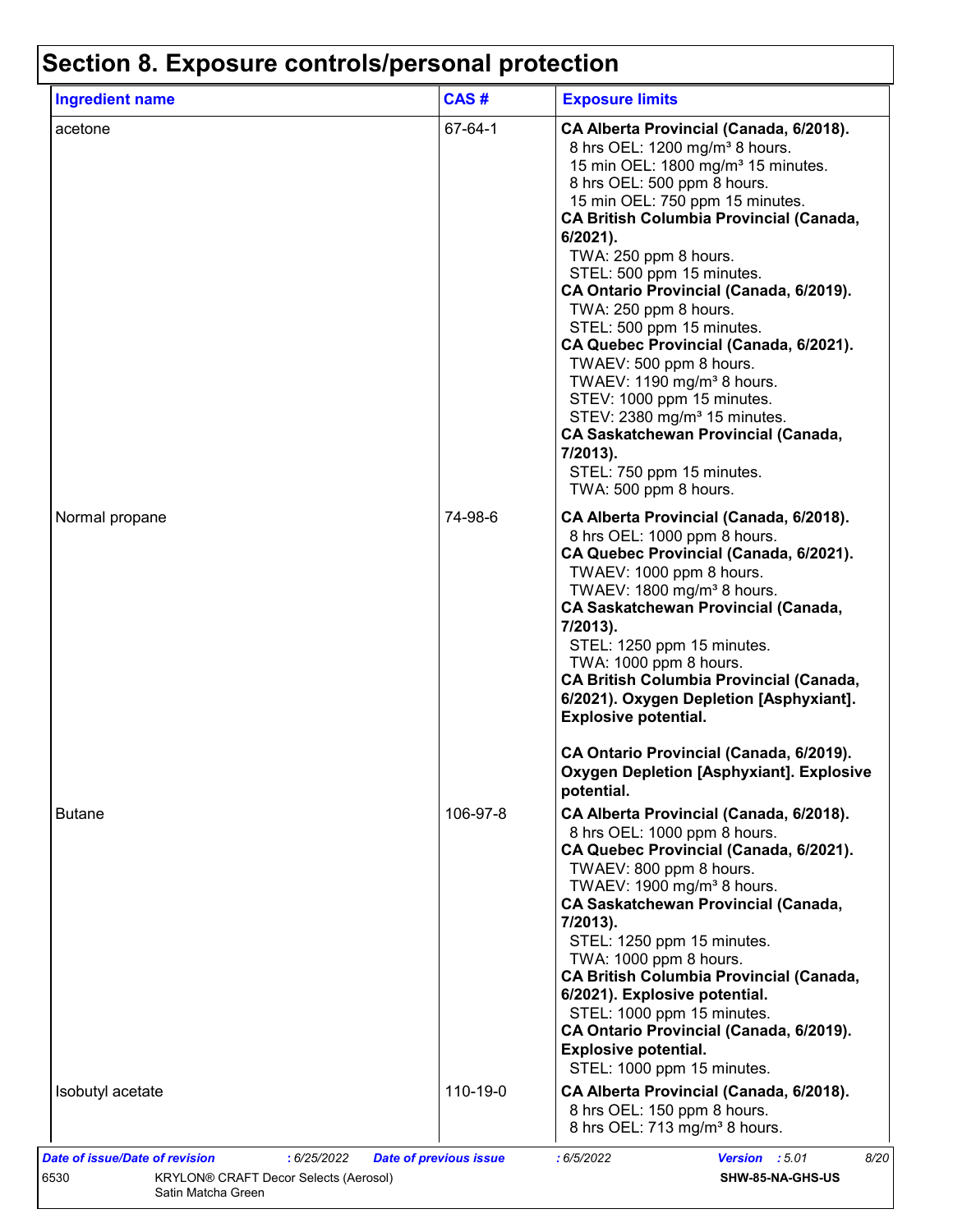# Section 8. Exposure controls/personal protection

| Ingredient name | CAS # | Exposure limits |
| --- | --- | --- |
| acetone | 67-64-1 | **CA Alberta Provincial (Canada, 6/2018).**<br>8 hrs OEL: 1200 mg/m³ 8 hours.<br>15 min OEL: 1800 mg/m³ 15 minutes.<br>8 hrs OEL: 500 ppm 8 hours.<br>15 min OEL: 750 ppm 15 minutes.<br>**CA British Columbia Provincial (Canada, 6/2021).**<br>TWA: 250 ppm 8 hours.<br>STEL: 500 ppm 15 minutes.<br>**CA Ontario Provincial (Canada, 6/2019).**<br>TWA: 250 ppm 8 hours.<br>STEL: 500 ppm 15 minutes.<br>**CA Quebec Provincial (Canada, 6/2021).**<br>TWAEV: 500 ppm 8 hours.<br>TWAEV: 1190 mg/m³ 8 hours.<br>STEV: 1000 ppm 15 minutes.<br>STEV: 2380 mg/m³ 15 minutes.<br>**CA Saskatchewan Provincial (Canada, 7/2013).**<br>STEL: 750 ppm 15 minutes.<br>TWA: 500 ppm 8 hours. |
| Normal propane | 74-98-6 | **CA Alberta Provincial (Canada, 6/2018).**<br>8 hrs OEL: 1000 ppm 8 hours.<br>**CA Quebec Provincial (Canada, 6/2021).**<br>TWAEV: 1000 ppm 8 hours.<br>TWAEV: 1800 mg/m³ 8 hours.<br>**CA Saskatchewan Provincial (Canada, 7/2013).**<br>STEL: 1250 ppm 15 minutes.<br>TWA: 1000 ppm 8 hours.<br>**CA British Columbia Provincial (Canada, 6/2021). Oxygen Depletion [Asphyxiant]. Explosive potential.**<br>**CA Ontario Provincial (Canada, 6/2019). Oxygen Depletion [Asphyxiant]. Explosive potential.** |
| Butane | 106-97-8 | **CA Alberta Provincial (Canada, 6/2018).**<br>8 hrs OEL: 1000 ppm 8 hours.<br>**CA Quebec Provincial (Canada, 6/2021).**<br>TWAEV: 800 ppm 8 hours.<br>TWAEV: 1900 mg/m³ 8 hours.<br>**CA Saskatchewan Provincial (Canada, 7/2013).**<br>STEL: 1250 ppm 15 minutes.<br>TWA: 1000 ppm 8 hours.<br>**CA British Columbia Provincial (Canada, 6/2021). Explosive potential.**<br>STEL: 1000 ppm 15 minutes.<br>**CA Ontario Provincial (Canada, 6/2019). Explosive potential.**<br>STEL: 1000 ppm 15 minutes. |
| Isobutyl acetate | 110-19-0 | **CA Alberta Provincial (Canada, 6/2018).**<br>8 hrs OEL: 150 ppm 8 hours.<br>8 hrs OEL: 713 mg/m³ 8 hours. |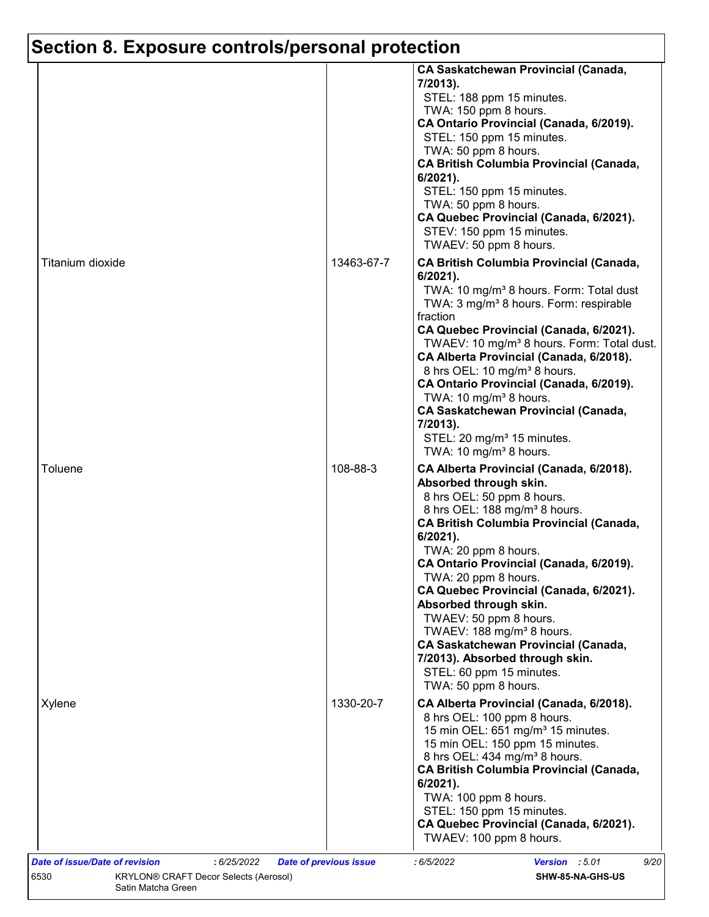# Section 8. Exposure controls/personal protection

| | | |
|---|---|---|
| | | **CA Saskatchewan Provincial (Canada, 7/2013).**<br>STEL: 188 ppm 15 minutes.<br>TWA: 150 ppm 8 hours.<br>**CA Ontario Provincial (Canada, 6/2019).**<br>STEL: 150 ppm 15 minutes.<br>TWA: 50 ppm 8 hours.<br>**CA British Columbia Provincial (Canada, 6/2021).**<br>STEL: 150 ppm 15 minutes.<br>TWA: 50 ppm 8 hours.<br>**CA Quebec Provincial (Canada, 6/2021).**<br>STEV: 150 ppm 15 minutes.<br>TWAEV: 50 ppm 8 hours. |
| Titanium dioxide | 13463-67-7 | **CA British Columbia Provincial (Canada, 6/2021).**<br>TWA: 10 mg/m³ 8 hours. Form: Total dust<br>TWA: 3 mg/m³ 8 hours. Form: respirable fraction<br>**CA Quebec Provincial (Canada, 6/2021).**<br>TWAEV: 10 mg/m³ 8 hours. Form: Total dust.<br>**CA Alberta Provincial (Canada, 6/2018).**<br>8 hrs OEL: 10 mg/m³ 8 hours.<br>**CA Ontario Provincial (Canada, 6/2019).**<br>TWA: 10 mg/m³ 8 hours.<br>**CA Saskatchewan Provincial (Canada, 7/2013).**<br>STEL: 20 mg/m³ 15 minutes.<br>TWA: 10 mg/m³ 8 hours. |
| Toluene | 108-88-3 | **CA Alberta Provincial (Canada, 6/2018). Absorbed through skin.**<br>8 hrs OEL: 50 ppm 8 hours.<br>8 hrs OEL: 188 mg/m³ 8 hours.<br>**CA British Columbia Provincial (Canada, 6/2021).**<br>TWA: 20 ppm 8 hours.<br>**CA Ontario Provincial (Canada, 6/2019).**<br>TWA: 20 ppm 8 hours.<br>**CA Quebec Provincial (Canada, 6/2021). Absorbed through skin.**<br>TWAEV: 50 ppm 8 hours.<br>TWAEV: 188 mg/m³ 8 hours.<br>**CA Saskatchewan Provincial (Canada, 7/2013). Absorbed through skin.**<br>STEL: 60 ppm 15 minutes.<br>TWA: 50 ppm 8 hours. |
| Xylene | 1330-20-7 | **CA Alberta Provincial (Canada, 6/2018).**<br>8 hrs OEL: 100 ppm 8 hours.<br>15 min OEL: 651 mg/m³ 15 minutes.<br>15 min OEL: 150 ppm 15 minutes.<br>8 hrs OEL: 434 mg/m³ 8 hours.<br>**CA British Columbia Provincial (Canada, 6/2021).**<br>TWA: 100 ppm 8 hours.<br>STEL: 150 ppm 15 minutes.<br>**CA Quebec Provincial (Canada, 6/2021).**<br>TWAEV: 100 ppm 8 hours. |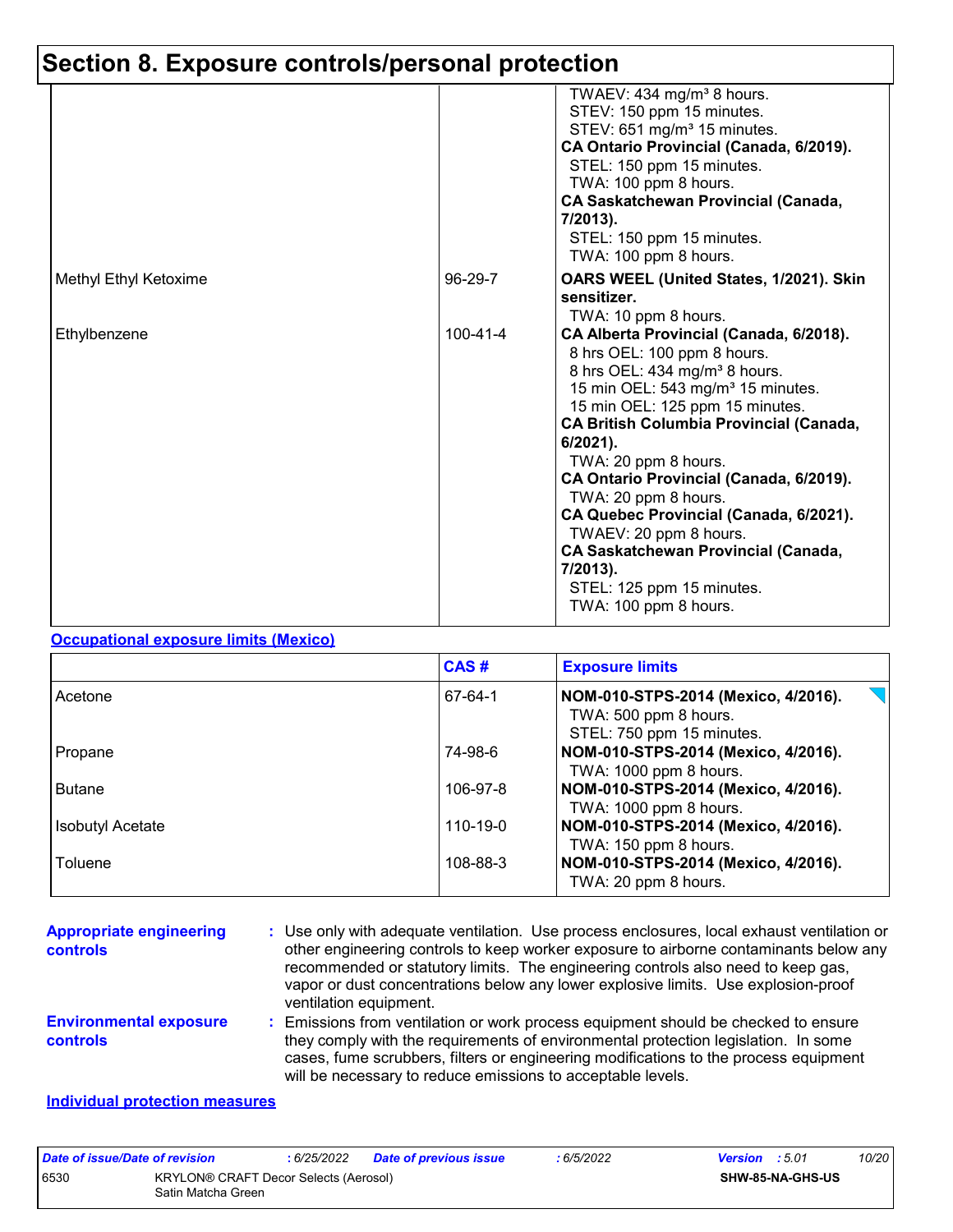# Section 8. Exposure controls/personal protection

| | | |
|---|---|---|
| | | TWAEV: 434 mg/m³ 8 hours.<br>STEV: 150 ppm 15 minutes.<br>STEV: 651 mg/m³ 15 minutes.<br>**CA Ontario Provincial (Canada, 6/2019).**<br>STEL: 150 ppm 15 minutes.<br>TWA: 100 ppm 8 hours.<br>**CA Saskatchewan Provincial (Canada, 7/2013).**<br>STEL: 150 ppm 15 minutes.<br>TWA: 100 ppm 8 hours. |
| Methyl Ethyl Ketoxime | 96-29-7 | **OARS WEEL (United States, 1/2021). Skin sensitizer.**<br>TWA: 10 ppm 8 hours. |
| Ethylbenzene | 100-41-4 | **CA Alberta Provincial (Canada, 6/2018).**<br>8 hrs OEL: 100 ppm 8 hours.<br>8 hrs OEL: 434 mg/m³ 8 hours.<br>15 min OEL: 543 mg/m³ 15 minutes.<br>15 min OEL: 125 ppm 15 minutes.<br>**CA British Columbia Provincial (Canada, 6/2021).**<br>TWA: 20 ppm 8 hours.<br>**CA Ontario Provincial (Canada, 6/2019).**<br>TWA: 20 ppm 8 hours.<br>**CA Quebec Provincial (Canada, 6/2021).**<br>TWAEV: 20 ppm 8 hours.<br>**CA Saskatchewan Provincial (Canada, 7/2013).**<br>STEL: 125 ppm 15 minutes.<br>TWA: 100 ppm 8 hours. |

**Occupational exposure limits (Mexico)**

| | CAS # | Exposure limits |
|---|---|---|
| Acetone | 67-64-1 | **NOM-010-STPS-2014 (Mexico, 4/2016).**<br>TWA: 500 ppm 8 hours.<br>STEL: 750 ppm 15 minutes. |
| Propane | 74-98-6 | **NOM-010-STPS-2014 (Mexico, 4/2016).**<br>TWA: 1000 ppm 8 hours. |
| Butane | 106-97-8 | **NOM-010-STPS-2014 (Mexico, 4/2016).**<br>TWA: 1000 ppm 8 hours. |
| Isobutyl Acetate | 110-19-0 | **NOM-010-STPS-2014 (Mexico, 4/2016).**<br>TWA: 150 ppm 8 hours. |
| Toluene | 108-88-3 | **NOM-010-STPS-2014 (Mexico, 4/2016).**<br>TWA: 20 ppm 8 hours. |

**Appropriate engineering controls** : Use only with adequate ventilation. Use process enclosures, local exhaust ventilation or other engineering controls to keep worker exposure to airborne contaminants below any recommended or statutory limits. The engineering controls also need to keep gas, vapor or dust concentrations below any lower explosive limits. Use explosion-proof ventilation equipment.

**Environmental exposure controls** : Emissions from ventilation or work process equipment should be checked to ensure they comply with the requirements of environmental protection legislation. In some cases, fume scrubbers, filters or engineering modifications to the process equipment will be necessary to reduce emissions to acceptable levels.

**Individual protection measures**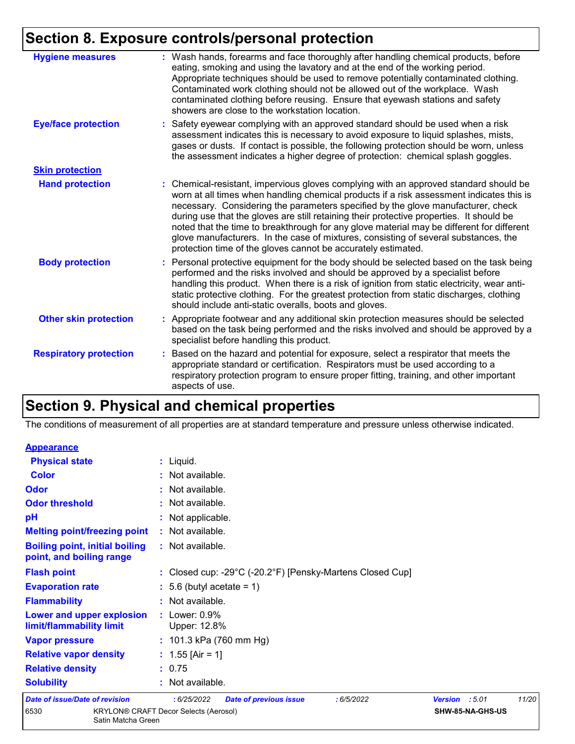## Section 8. Exposure controls/personal protection

**Hygiene measures** : Wash hands, forearms and face thoroughly after handling chemical products, before eating, smoking and using the lavatory and at the end of the working period. Appropriate techniques should be used to remove potentially contaminated clothing. Contaminated work clothing should not be allowed out of the workplace. Wash contaminated clothing before reusing. Ensure that eyewash stations and safety showers are close to the workstation location.

**Eye/face protection** : Safety eyewear complying with an approved standard should be used when a risk assessment indicates this is necessary to avoid exposure to liquid splashes, mists, gases or dusts. If contact is possible, the following protection should be worn, unless the assessment indicates a higher degree of protection: chemical splash goggles.

**Skin protection**

**Hand protection** : Chemical-resistant, impervious gloves complying with an approved standard should be worn at all times when handling chemical products if a risk assessment indicates this is necessary. Considering the parameters specified by the glove manufacturer, check during use that the gloves are still retaining their protective properties. It should be noted that the time to breakthrough for any glove material may be different for different glove manufacturers. In the case of mixtures, consisting of several substances, the protection time of the gloves cannot be accurately estimated.

**Body protection** : Personal protective equipment for the body should be selected based on the task being performed and the risks involved and should be approved by a specialist before handling this product. When there is a risk of ignition from static electricity, wear anti-static protective clothing. For the greatest protection from static discharges, clothing should include anti-static overalls, boots and gloves.

**Other skin protection** : Appropriate footwear and any additional skin protection measures should be selected based on the task being performed and the risks involved and should be approved by a specialist before handling this product.

**Respiratory protection** : Based on the hazard and potential for exposure, select a respirator that meets the appropriate standard or certification. Respirators must be used according to a respiratory protection program to ensure proper fitting, training, and other important aspects of use.

## Section 9. Physical and chemical properties

The conditions of measurement of all properties are at standard temperature and pressure unless otherwise indicated.

**Appearance**

**Physical state** : Liquid.

**Color** : Not available.

**Odor** : Not available.

**Odor threshold** : Not available.

**pH** : Not applicable.

**Melting point/freezing point** : Not available.

**Boiling point, initial boiling point, and boiling range** : Not available.

**Flash point** : Closed cup: -29°C (-20.2°F) [Pensky-Martens Closed Cup]

**Evaporation rate** : 5.6 (butyl acetate = 1)

**Flammability** : Not available.

**Lower and upper explosion limit/flammability limit** : Lower: 0.9%
Upper: 12.8%

**Vapor pressure** : 101.3 kPa (760 mm Hg)

**Relative vapor density** : 1.55 [Air = 1]

**Relative density** : 0.75

**Solubility** : Not available.

*Date of issue/Date of revision* : 6/25/2022 *Date of previous issue* : 6/5/2022 *Version* : 5.01

6530 KRYLON® CRAFT Decor Selects (Aerosol) Satin Matcha Green SHW-85-NA-GHS-US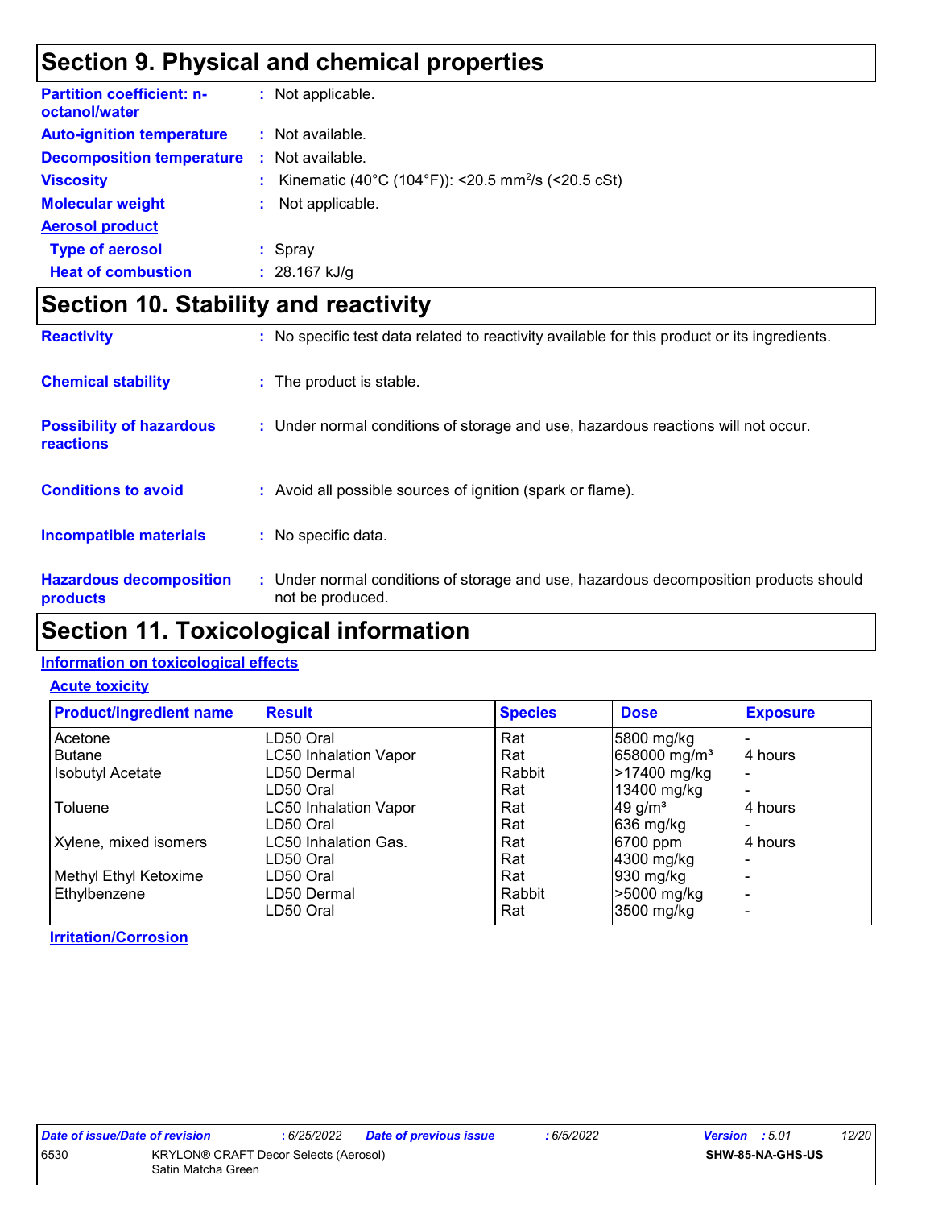# Section 9. Physical and chemical properties

**Partition coefficient: n-octanol/water** : Not applicable.

**Auto-ignition temperature** : Not available.

**Decomposition temperature** : Not available.

**Viscosity** : Kinematic (40°C (104°F)): <20.5 mm$^2$/s (<20.5 cSt)

**Molecular weight** : Not applicable.

**Aerosol product**

**Type of aerosol** : Spray

**Heat of combustion** : 28.167 kJ/g

# Section 10. Stability and reactivity

**Reactivity** : No specific test data related to reactivity available for this product or its ingredients.

**Chemical stability** : The product is stable.

**Possibility of hazardous reactions** : Under normal conditions of storage and use, hazardous reactions will not occur.

**Conditions to avoid** : Avoid all possible sources of ignition (spark or flame).

**Incompatible materials** : No specific data.

**Hazardous decomposition products** : Under normal conditions of storage and use, hazardous decomposition products should not be produced.

# Section 11. Toxicological information

## Information on toxicological effects

### Acute toxicity

| Product/ingredient name | Result | Species | Dose | Exposure |
|---|---|---|---|---|
| Acetone | LD50 Oral | Rat | 5800 mg/kg | - |
| Butane | LC50 Inhalation Vapor | Rat | 658000 mg/m³ | 4 hours |
| Isobutyl Acetate | LD50 Dermal | Rabbit | >17400 mg/kg | - |
| | LD50 Oral | Rat | 13400 mg/kg | - |
| Toluene | LC50 Inhalation Vapor | Rat | 49 g/m³ | 4 hours |
| | LD50 Oral | Rat | 636 mg/kg | - |
| Xylene, mixed isomers | LC50 Inhalation Gas. | Rat | 6700 ppm | 4 hours |
| | LD50 Oral | Rat | 4300 mg/kg | - |
| Methyl Ethyl Ketoxime | LD50 Oral | Rat | 930 mg/kg | - |
| Ethylbenzene | LD50 Dermal | Rabbit | >5000 mg/kg | - |
| | LD50 Oral | Rat | 3500 mg/kg | - |

### Irritation/Corrosion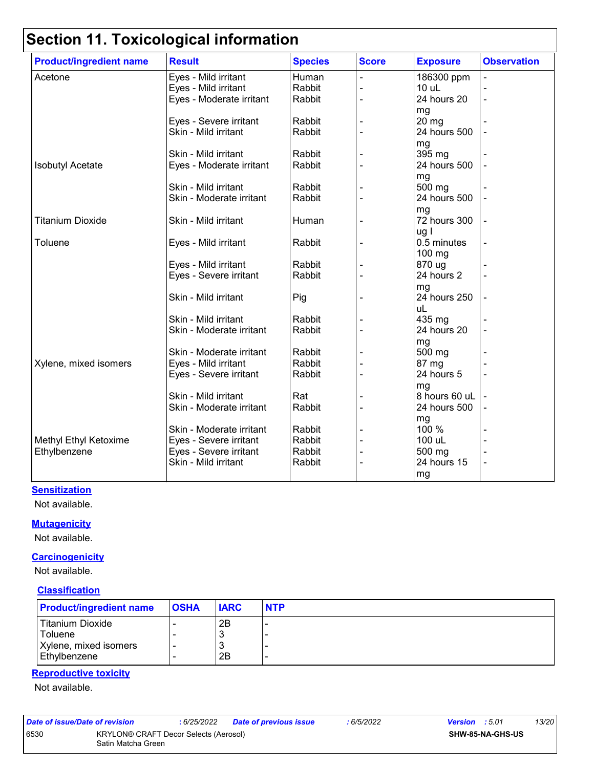# Section 11. Toxicological information

| Product/ingredient name | Result | Species | Score | Exposure | Observation |
|---|---|---|---|---|---|
| Acetone | Eyes - Mild irritant | Human | - | 186300 ppm | - |
| | Eyes - Mild irritant | Rabbit | - | 10 uL | - |
| | Eyes - Moderate irritant | Rabbit | - | 24 hours 20 mg | - |
| | Eyes - Severe irritant | Rabbit | - | 20 mg | - |
| | Skin - Mild irritant | Rabbit | - | 24 hours 500 mg | - |
| | Skin - Mild irritant | Rabbit | - | 395 mg | - |
| Isobutyl Acetate | Eyes - Moderate irritant | Rabbit | - | 24 hours 500 mg | - |
| | Skin - Mild irritant | Rabbit | - | 500 mg | - |
| | Skin - Moderate irritant | Rabbit | - | 24 hours 500 mg | - |
| Titanium Dioxide | Skin - Mild irritant | Human | - | 72 hours 300 ug I | - |
| Toluene | Eyes - Mild irritant | Rabbit | - | 0.5 minutes 100 mg | - |
| | Eyes - Mild irritant | Rabbit | - | 870 ug | - |
| | Eyes - Severe irritant | Rabbit | - | 24 hours 2 mg | - |
| | Skin - Mild irritant | Pig | - | 24 hours 250 uL | - |
| | Skin - Mild irritant | Rabbit | - | 435 mg | - |
| | Skin - Moderate irritant | Rabbit | - | 24 hours 20 mg | - |
| | Skin - Moderate irritant | Rabbit | - | 500 mg | - |
| Xylene, mixed isomers | Eyes - Mild irritant | Rabbit | - | 87 mg | - |
| | Eyes - Severe irritant | Rabbit | - | 24 hours 5 mg | - |
| | Skin - Mild irritant | Rat | - | 8 hours 60 uL | - |
| | Skin - Moderate irritant | Rabbit | - | 24 hours 500 mg | - |
| | Skin - Moderate irritant | Rabbit | - | 100 % | - |
| Methyl Ethyl Ketoxime | Eyes - Severe irritant | Rabbit | - | 100 uL | - |
| Ethylbenzene | Eyes - Severe irritant | Rabbit | - | 500 mg | - |
| | Skin - Mild irritant | Rabbit | - | 24 hours 15 mg | - |

**Sensitization**

Not available.

**Mutagenicity**

Not available.

**Carcinogenicity**

Not available.

**Classification**

| Product/ingredient name | OSHA | IARC | NTP |
|---|---|---|---|
| Titanium Dioxide | - | 2B | - |
| Toluene | - | 3 | - |
| Xylene, mixed isomers | - | 3 | - |
| Ethylbenzene | - | 2B | - |

**Reproductive toxicity**

Not available.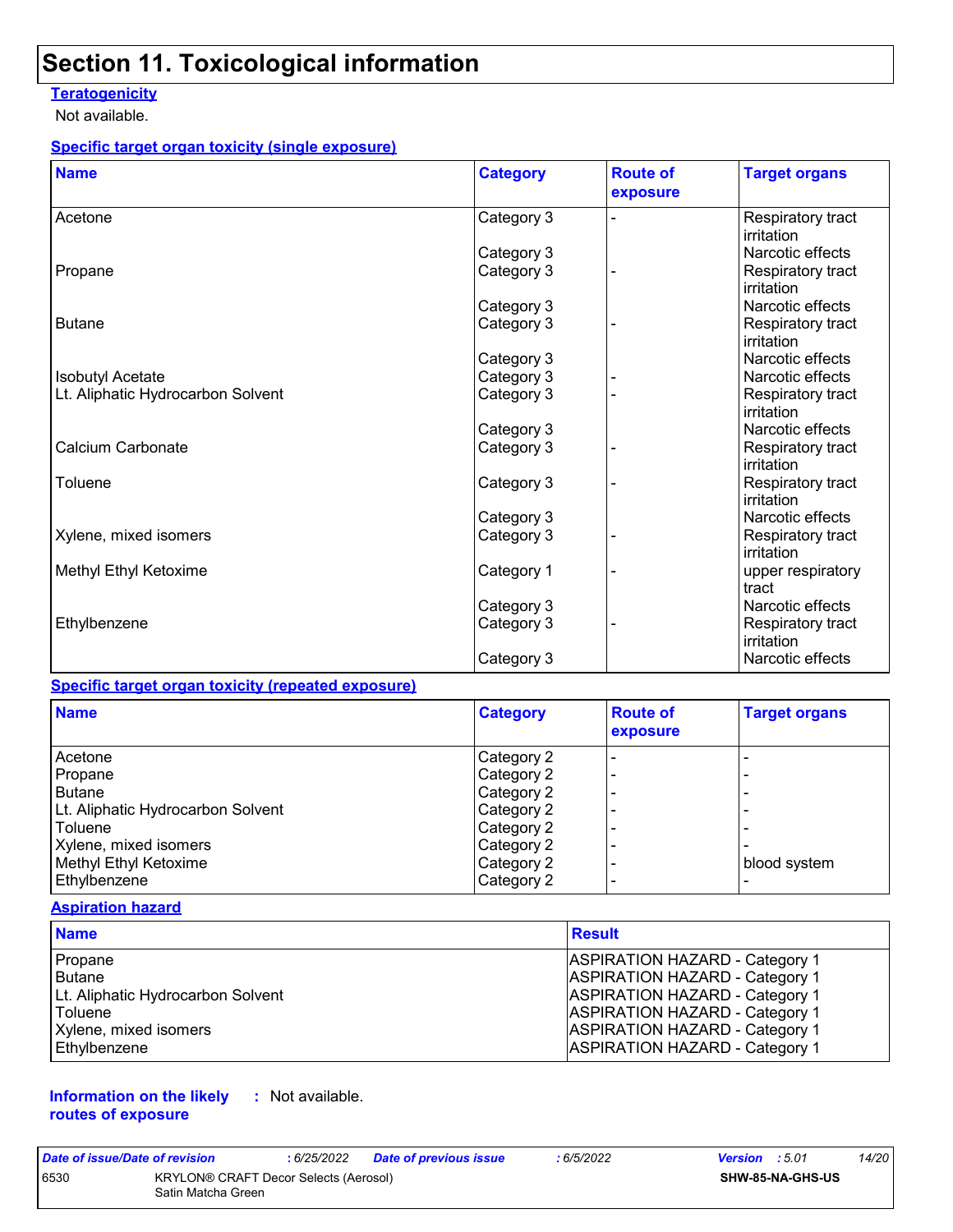# Section 11. Toxicological information

**Teratogenicity**

Not available.

**Specific target organ toxicity (single exposure)**

| Name | Category | Route of exposure | Target organs |
|---|---|---|---|
| Acetone | Category 3 | - | Respiratory tract irritation |
| | Category 3 | | Narcotic effects |
| Propane | Category 3 | - | Respiratory tract irritation |
| | Category 3 | | Narcotic effects |
| Butane | Category 3 | - | Respiratory tract irritation |
| | Category 3 | | Narcotic effects |
| Isobutyl Acetate | Category 3 | - | Narcotic effects |
| Lt. Aliphatic Hydrocarbon Solvent | Category 3 | - | Respiratory tract irritation |
| | Category 3 | | Narcotic effects |
| Calcium Carbonate | Category 3 | - | Respiratory tract irritation |
| Toluene | Category 3 | - | Respiratory tract irritation |
| | Category 3 | | Narcotic effects |
| Xylene, mixed isomers | Category 3 | - | Respiratory tract irritation |
| Methyl Ethyl Ketoxime | Category 1 | - | upper respiratory tract |
| | Category 3 | | Narcotic effects |
| Ethylbenzene | Category 3 | - | Respiratory tract irritation |
| | Category 3 | | Narcotic effects |

**Specific target organ toxicity (repeated exposure)**

| Name | Category | Route of exposure | Target organs |
|---|---|---|---|
| Acetone | Category 2 | - | - |
| Propane | Category 2 | - | - |
| Butane | Category 2 | - | - |
| Lt. Aliphatic Hydrocarbon Solvent | Category 2 | - | - |
| Toluene | Category 2 | - | - |
| Xylene, mixed isomers | Category 2 | - | - |
| Methyl Ethyl Ketoxime | Category 2 | - | blood system |
| Ethylbenzene | Category 2 | - | - |

**Aspiration hazard**

| Name | Result |
|---|---|
| Propane | ASPIRATION HAZARD - Category 1 |
| Butane | ASPIRATION HAZARD - Category 1 |
| Lt. Aliphatic Hydrocarbon Solvent | ASPIRATION HAZARD - Category 1 |
| Toluene | ASPIRATION HAZARD - Category 1 |
| Xylene, mixed isomers | ASPIRATION HAZARD - Category 1 |
| Ethylbenzene | ASPIRATION HAZARD - Category 1 |

**Information on the likely routes of exposure** : Not available.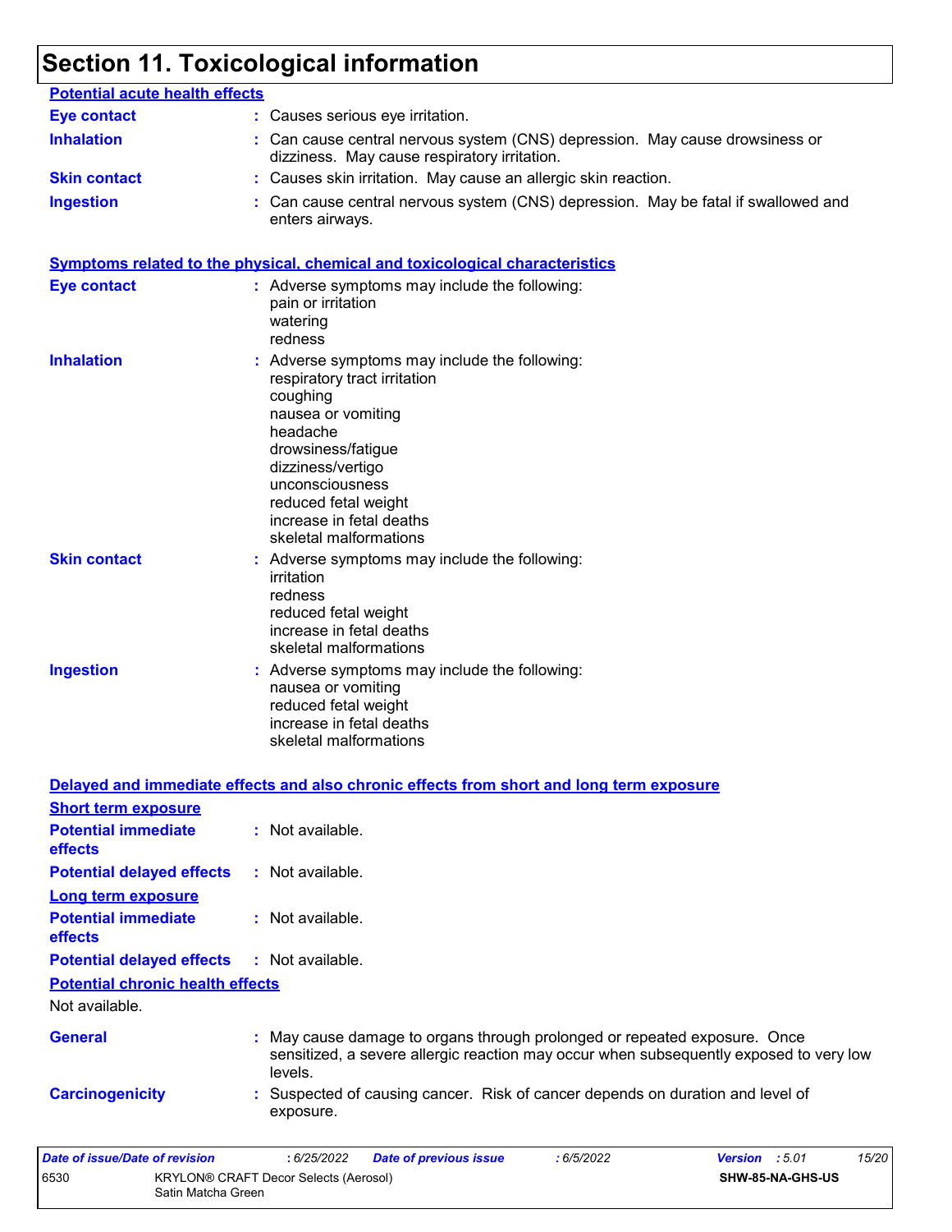# Section 11. Toxicological information

**Potential acute health effects**

**Eye contact** : Causes serious eye irritation.

**Inhalation** : Can cause central nervous system (CNS) depression. May cause drowsiness or dizziness. May cause respiratory irritation.

**Skin contact** : Causes skin irritation. May cause an allergic skin reaction.

**Ingestion** : Can cause central nervous system (CNS) depression. May be fatal if swallowed and enters airways.

**Symptoms related to the physical, chemical and toxicological characteristics**

**Eye contact** : Adverse symptoms may include the following:
pain or irritation
watering
redness

**Inhalation** : Adverse symptoms may include the following:
respiratory tract irritation
coughing
nausea or vomiting
headache
drowsiness/fatigue
dizziness/vertigo
unconsciousness
reduced fetal weight
increase in fetal deaths
skeletal malformations

**Skin contact** : Adverse symptoms may include the following:
irritation
redness
reduced fetal weight
increase in fetal deaths
skeletal malformations

**Ingestion** : Adverse symptoms may include the following:
nausea or vomiting
reduced fetal weight
increase in fetal deaths
skeletal malformations

**Delayed and immediate effects and also chronic effects from short and long term exposure**

**Short term exposure**

**Potential immediate effects** : Not available.

**Potential delayed effects** : Not available.

**Long term exposure**

**Potential immediate effects** : Not available.

**Potential delayed effects** : Not available.

**Potential chronic health effects**

Not available.

**General** : May cause damage to organs through prolonged or repeated exposure. Once sensitized, a severe allergic reaction may occur when subsequently exposed to very low levels.

**Carcinogenicity** : Suspected of causing cancer. Risk of cancer depends on duration and level of exposure.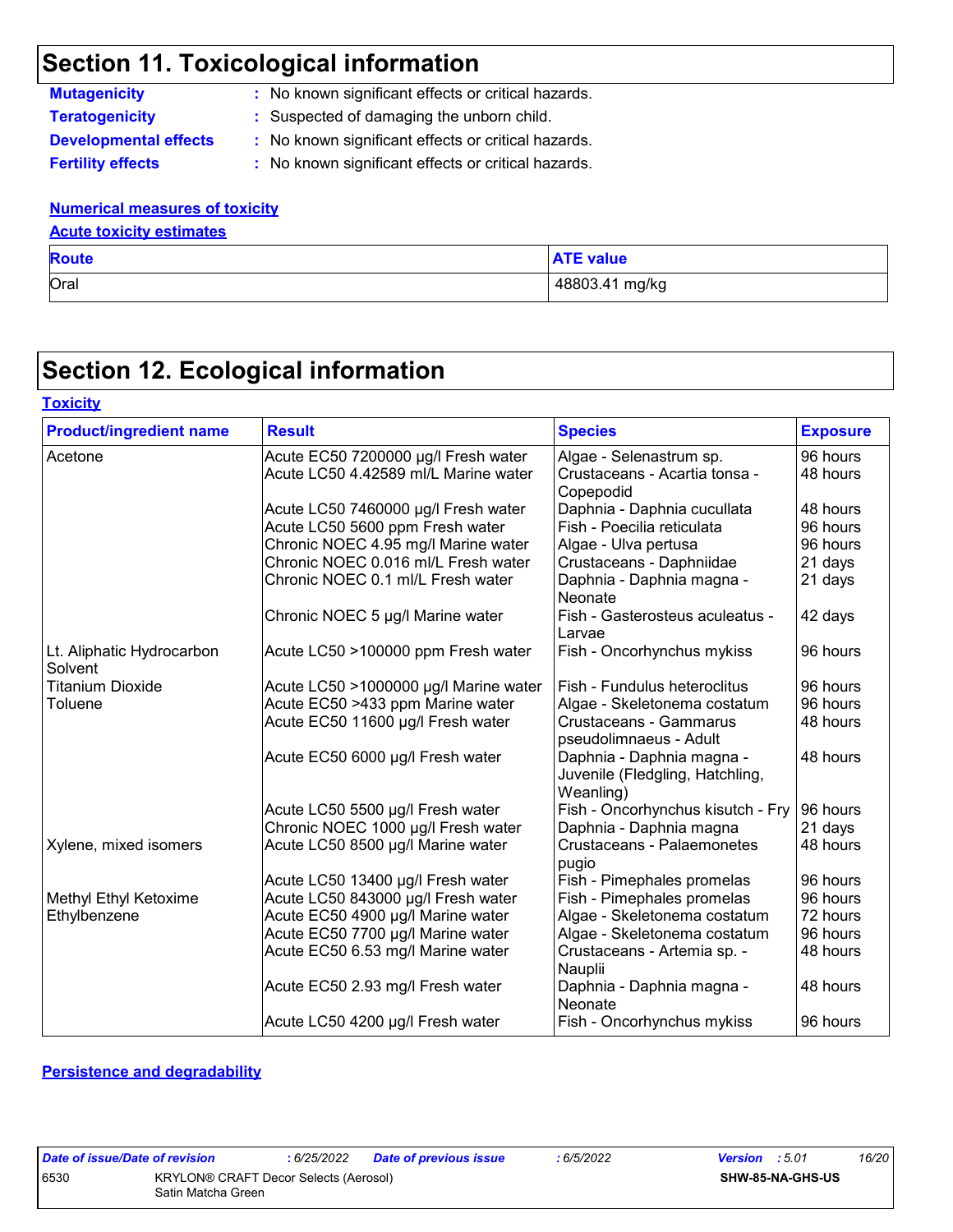## Section 11. Toxicological information

**Mutagenicity** : No known significant effects or critical hazards.

**Teratogenicity** : Suspected of damaging the unborn child.

**Developmental effects** : No known significant effects or critical hazards.

**Fertility effects** : No known significant effects or critical hazards.

**Numerical measures of toxicity**

**Acute toxicity estimates**

| Route | ATE value |
|---|---|
| Oral | 48803.41 mg/kg |

## Section 12. Ecological information

**Toxicity**

| Product/ingredient name | Result | Species | Exposure |
|---|---|---|---|
| Acetone | Acute EC50 7200000 µg/l Fresh water | Algae - Selenastrum sp. | 96 hours |
| | Acute LC50 4.42589 ml/L Marine water | Crustaceans - Acartia tonsa - Copepodid | 48 hours |
| | Acute LC50 7460000 µg/l Fresh water | Daphnia - Daphnia cucullata | 48 hours |
| | Acute LC50 5600 ppm Fresh water | Fish - Poecilia reticulata | 96 hours |
| | Chronic NOEC 4.95 mg/l Marine water | Algae - Ulva pertusa | 96 hours |
| | Chronic NOEC 0.016 ml/L Fresh water | Crustaceans - Daphniidae | 21 days |
| | Chronic NOEC 0.1 ml/L Fresh water | Daphnia - Daphnia magna - Neonate | 21 days |
| | Chronic NOEC 5 µg/l Marine water | Fish - Gasterosteus aculeatus - Larvae | 42 days |
| Lt. Aliphatic Hydrocarbon Solvent | Acute LC50 >100000 ppm Fresh water | Fish - Oncorhynchus mykiss | 96 hours |
| Titanium Dioxide | Acute LC50 >1000000 µg/l Marine water | Fish - Fundulus heteroclitus | 96 hours |
| Toluene | Acute EC50 >433 ppm Marine water | Algae - Skeletonema costatum | 96 hours |
| | Acute EC50 11600 µg/l Fresh water | Crustaceans - Gammarus pseudolimnaeus - Adult | 48 hours |
| | Acute EC50 6000 µg/l Fresh water | Daphnia - Daphnia magna - Juvenile (Fledgling, Hatchling, Weanling) | 48 hours |
| | Acute LC50 5500 µg/l Fresh water | Fish - Oncorhynchus kisutch - Fry | 96 hours |
| | Chronic NOEC 1000 µg/l Fresh water | Daphnia - Daphnia magna | 21 days |
| Xylene, mixed isomers | Acute LC50 8500 µg/l Marine water | Crustaceans - Palaemonetes pugio | 48 hours |
| | Acute LC50 13400 µg/l Fresh water | Fish - Pimephales promelas | 96 hours |
| Methyl Ethyl Ketoxime | Acute LC50 843000 µg/l Fresh water | Fish - Pimephales promelas | 96 hours |
| Ethylbenzene | Acute EC50 4900 µg/l Marine water | Algae - Skeletonema costatum | 72 hours |
| | Acute EC50 7700 µg/l Marine water | Algae - Skeletonema costatum | 96 hours |
| | Acute EC50 6.53 mg/l Marine water | Crustaceans - Artemia sp. - Nauplii | 48 hours |
| | Acute EC50 2.93 mg/l Fresh water | Daphnia - Daphnia magna - Neonate | 48 hours |
| | Acute LC50 4200 µg/l Fresh water | Fish - Oncorhynchus mykiss | 96 hours |

**Persistence and degradability**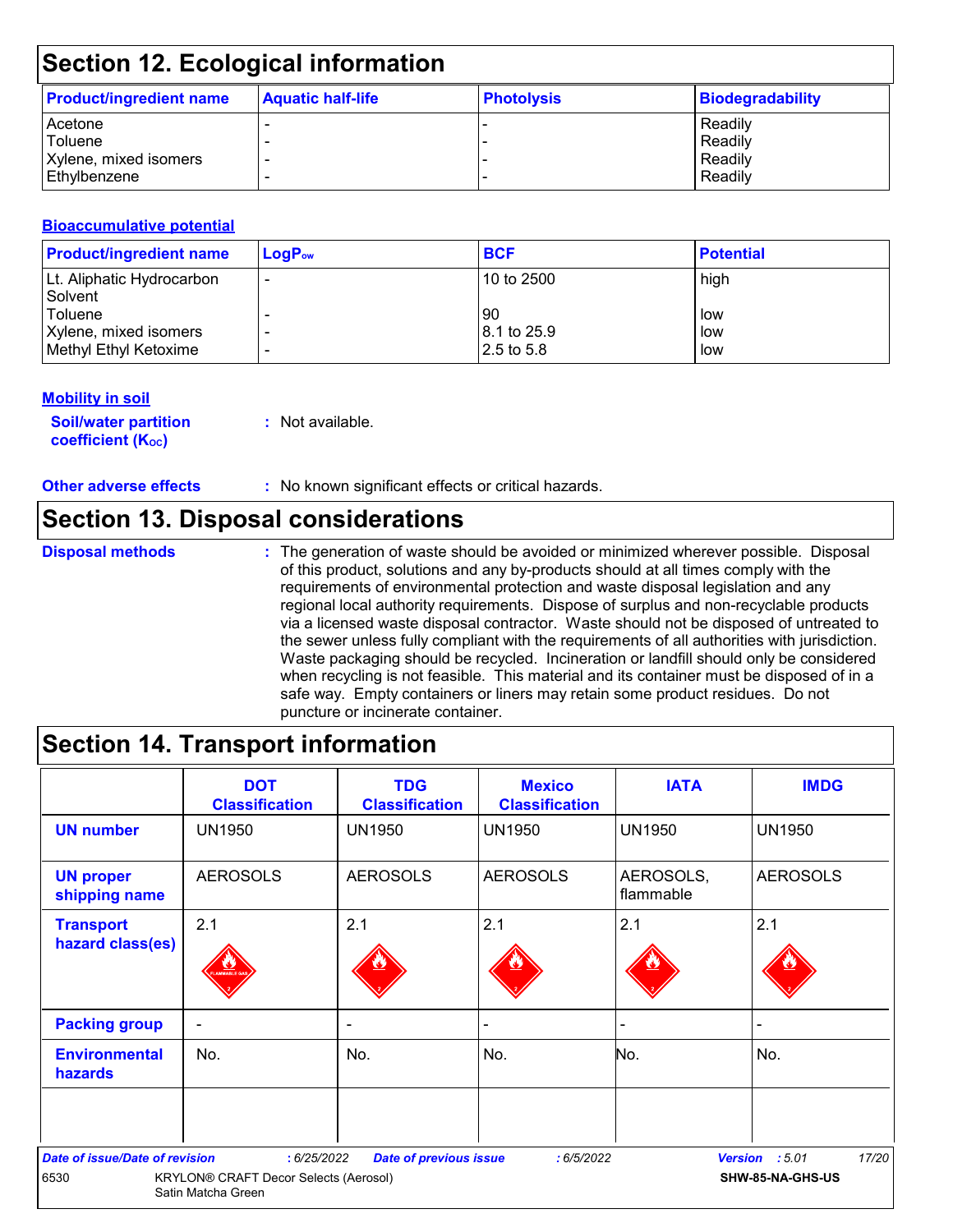## Section 12. Ecological information

| Product/ingredient name | Aquatic half-life | Photolysis | Biodegradability |
|---|---|---|---|
| Acetone | - | - | Readily |
| Toluene | - | - | Readily |
| Xylene, mixed isomers | - | - | Readily |
| Ethylbenzene | - | - | Readily |

### Bioaccumulative potential

| Product/ingredient name | $LogP_{ow}$ | BCF | Potential |
|---|---|---|---|
| Lt. Aliphatic Hydrocarbon Solvent | - | 10 to 2500 | high |
| Toluene | - | 90 | low |
| Xylene, mixed isomers | - | 8.1 to 25.9 | low |
| Methyl Ethyl Ketoxime | - | 2.5 to 5.8 | low |

### Mobility in soil

**Soil/water partition coefficient ($K_{OC}$)** : Not available.

**Other adverse effects** : No known significant effects or critical hazards.

## Section 13. Disposal considerations

**Disposal methods** : The generation of waste should be avoided or minimized wherever possible. Disposal of this product, solutions and any by-products should at all times comply with the requirements of environmental protection and waste disposal legislation and any regional local authority requirements. Dispose of surplus and non-recyclable products via a licensed waste disposal contractor. Waste should not be disposed of untreated to the sewer unless fully compliant with the requirements of all authorities with jurisdiction. Waste packaging should be recycled. Incineration or landfill should only be considered when recycling is not feasible. This material and its container must be disposed of in a safe way. Empty containers or liners may retain some product residues. Do not puncture or incinerate container.

## Section 14. Transport information

| | DOT Classification | TDG Classification | Mexico Classification | IATA | IMDG |
|---|---|---|---|---|---|
| UN number | UN1950 | UN1950 | UN1950 | UN1950 | UN1950 |
| UN proper shipping name | AEROSOLS | AEROSOLS | AEROSOLS | AEROSOLS, flammable | AEROSOLS |
| Transport hazard class(es) | 2.1 | 2.1 | 2.1 | 2.1 | 2.1 |
| Packing group | - | - | - | - | - |
| Environmental hazards | No. | No. | No. | No. | No. |
| | | | | | |

**Date of issue/Date of revision** : 6/25/2022 **Date of previous issue** : 6/5/2022 **Version** : 5.01

6530 KRYLON® CRAFT Decor Selects (Aerosol) Satin Matcha Green SHW-85-NA-GHS-US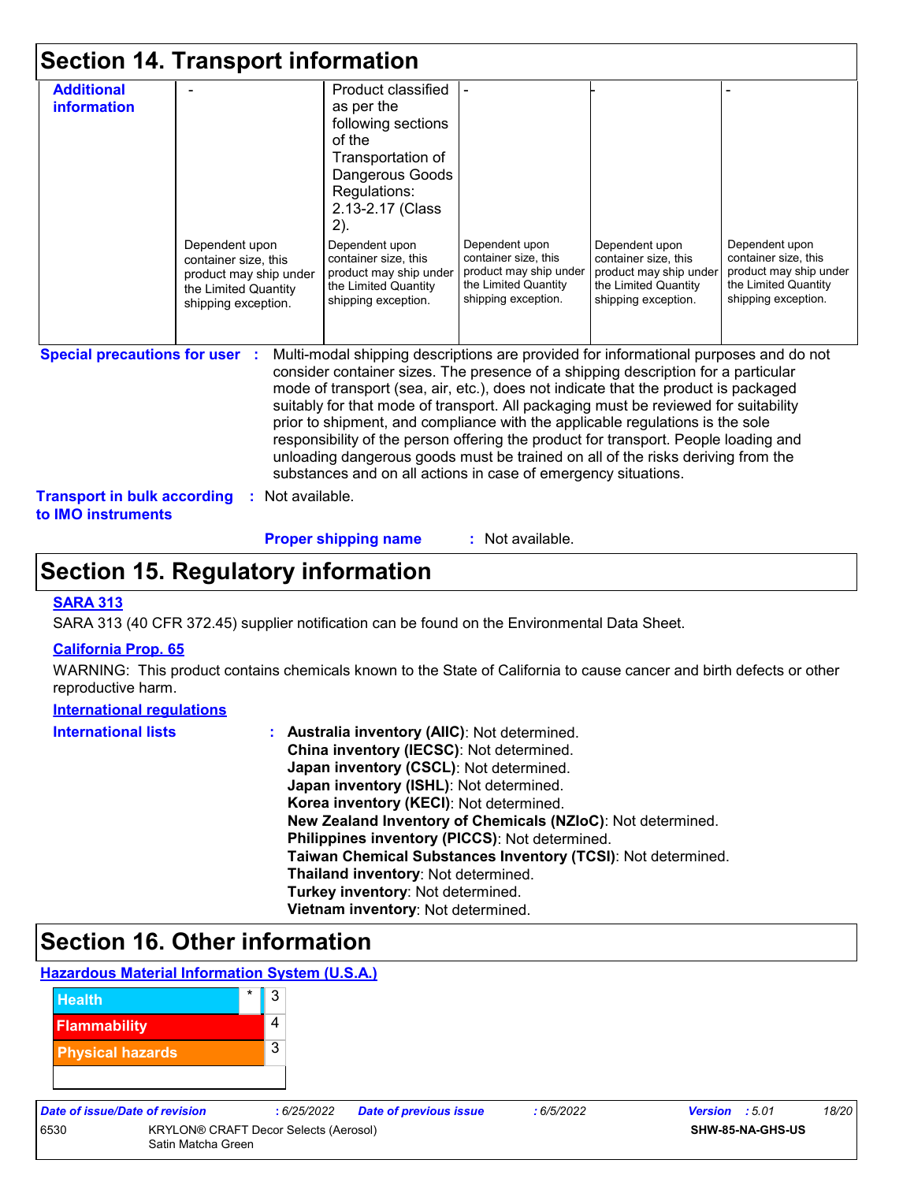# Section 14. Transport information

| Additional information | - | Product classified as per the following sections of the Transportation of Dangerous Goods Regulations: 2.13-2.17 (Class 2). | - | - | - |
| --- | --- | --- | --- | --- | --- |
| | Dependent upon container size, this product may ship under the Limited Quantity shipping exception. | Dependent upon container size, this product may ship under the Limited Quantity shipping exception. | Dependent upon container size, this product may ship under the Limited Quantity shipping exception. | Dependent upon container size, this product may ship under the Limited Quantity shipping exception. | Dependent upon container size, this product may ship under the Limited Quantity shipping exception. |

**Special precautions for user** : Multi-modal shipping descriptions are provided for informational purposes and do not consider container sizes. The presence of a shipping description for a particular mode of transport (sea, air, etc.), does not indicate that the product is packaged suitably for that mode of transport. All packaging must be reviewed for suitability prior to shipment, and compliance with the applicable regulations is the sole responsibility of the person offering the product for transport. People loading and unloading dangerous goods must be trained on all of the risks deriving from the substances and on all actions in case of emergency situations.

**Transport in bulk according to IMO instruments** : Not available.

**Proper shipping name** : Not available.

# Section 15. Regulatory information

**SARA 313**

SARA 313 (40 CFR 372.45) supplier notification can be found on the Environmental Data Sheet.

**California Prop. 65**

WARNING: This product contains chemicals known to the State of California to cause cancer and birth defects or other reproductive harm.

**International regulations**

**International lists** :
**Australia inventory (AIIC)**: Not determined.
**China inventory (IECSC)**: Not determined.
**Japan inventory (CSCL)**: Not determined.
**Japan inventory (ISHL)**: Not determined.
**Korea inventory (KECI)**: Not determined.
**New Zealand Inventory of Chemicals (NZIoC)**: Not determined.
**Philippines inventory (PICCS)**: Not determined.
**Taiwan Chemical Substances Inventory (TCSI)**: Not determined.
**Thailand inventory**: Not determined.
**Turkey inventory**: Not determined.
**Vietnam inventory**: Not determined.

# Section 16. Other information

**Hazardous Material Information System (U.S.A.)**

| | | |
| --- | --- | --- |
| Health | * | 3 |
| Flammability | | 4 |
| Physical hazards | | 3 |
| | | |

| Date of issue/Date of revision | : 6/25/2022 | Date of previous issue | : 6/5/2022 | Version : 5.01 |
| --- | --- | --- | --- | --- |
| 6530 | KRYLON® CRAFT Decor Selects (Aerosol) Satin Matcha Green | | | SHW-85-NA-GHS-US |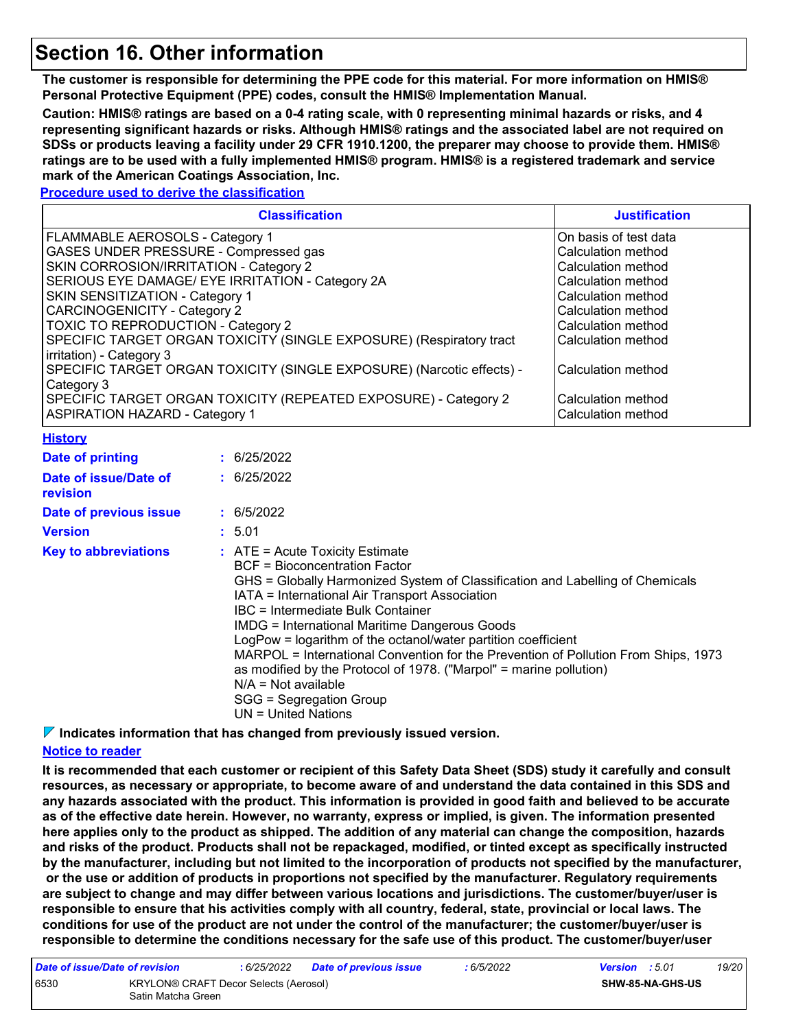# Section 16. Other information

**The customer is responsible for determining the PPE code for this material. For more information on HMIS® Personal Protective Equipment (PPE) codes, consult the HMIS® Implementation Manual.**

**Caution: HMIS® ratings are based on a 0-4 rating scale, with 0 representing minimal hazards or risks, and 4 representing significant hazards or risks. Although HMIS® ratings and the associated label are not required on SDSs or products leaving a facility under 29 CFR 1910.1200, the preparer may choose to provide them. HMIS® ratings are to be used with a fully implemented HMIS® program. HMIS® is a registered trademark and service mark of the American Coatings Association, Inc.**

**Procedure used to derive the classification**

| Classification | Justification |
|---|---|
| FLAMMABLE AEROSOLS - Category 1 | On basis of test data |
| GASES UNDER PRESSURE - Compressed gas | Calculation method |
| SKIN CORROSION/IRRITATION - Category 2 | Calculation method |
| SERIOUS EYE DAMAGE/ EYE IRRITATION - Category 2A | Calculation method |
| SKIN SENSITIZATION - Category 1 | Calculation method |
| CARCINOGENICITY - Category 2 | Calculation method |
| TOXIC TO REPRODUCTION - Category 2 | Calculation method |
| SPECIFIC TARGET ORGAN TOXICITY (SINGLE EXPOSURE) (Respiratory tract irritation) - Category 3 | Calculation method |
| SPECIFIC TARGET ORGAN TOXICITY (SINGLE EXPOSURE) (Narcotic effects) - Category 3 | Calculation method |
| SPECIFIC TARGET ORGAN TOXICITY (REPEATED EXPOSURE) - Category 2 | Calculation method |
| ASPIRATION HAZARD - Category 1 | Calculation method |

**History**

**Date of printing** : 6/25/2022

**Date of issue/Date of revision** : 6/25/2022

**Date of previous issue** : 6/5/2022

**Version** : 5.01

**Key to abbreviations** :
ATE = Acute Toxicity Estimate
BCF = Bioconcentration Factor
GHS = Globally Harmonized System of Classification and Labelling of Chemicals
IATA = International Air Transport Association
IBC = Intermediate Bulk Container
IMDG = International Maritime Dangerous Goods
LogPow = logarithm of the octanol/water partition coefficient
MARPOL = International Convention for the Prevention of Pollution From Ships, 1973 as modified by the Protocol of 1978. ("Marpol" = marine pollution)
N/A = Not available
SGG = Segregation Group
UN = United Nations

**Indicates information that has changed from previously issued version.**

**Notice to reader**

**It is recommended that each customer or recipient of this Safety Data Sheet (SDS) study it carefully and consult resources, as necessary or appropriate, to become aware of and understand the data contained in this SDS and any hazards associated with the product. This information is provided in good faith and believed to be accurate as of the effective date herein. However, no warranty, express or implied, is given. The information presented here applies only to the product as shipped. The addition of any material can change the composition, hazards and risks of the product. Products shall not be repackaged, modified, or tinted except as specifically instructed by the manufacturer, including but not limited to the incorporation of products not specified by the manufacturer, or the use or addition of products in proportions not specified by the manufacturer. Regulatory requirements are subject to change and may differ between various locations and jurisdictions. The customer/buyer/user is responsible to ensure that his activities comply with all country, federal, state, provincial or local laws. The conditions for use of the product are not under the control of the manufacturer; the customer/buyer/user is responsible to determine the conditions necessary for the safe use of this product. The customer/buyer/user**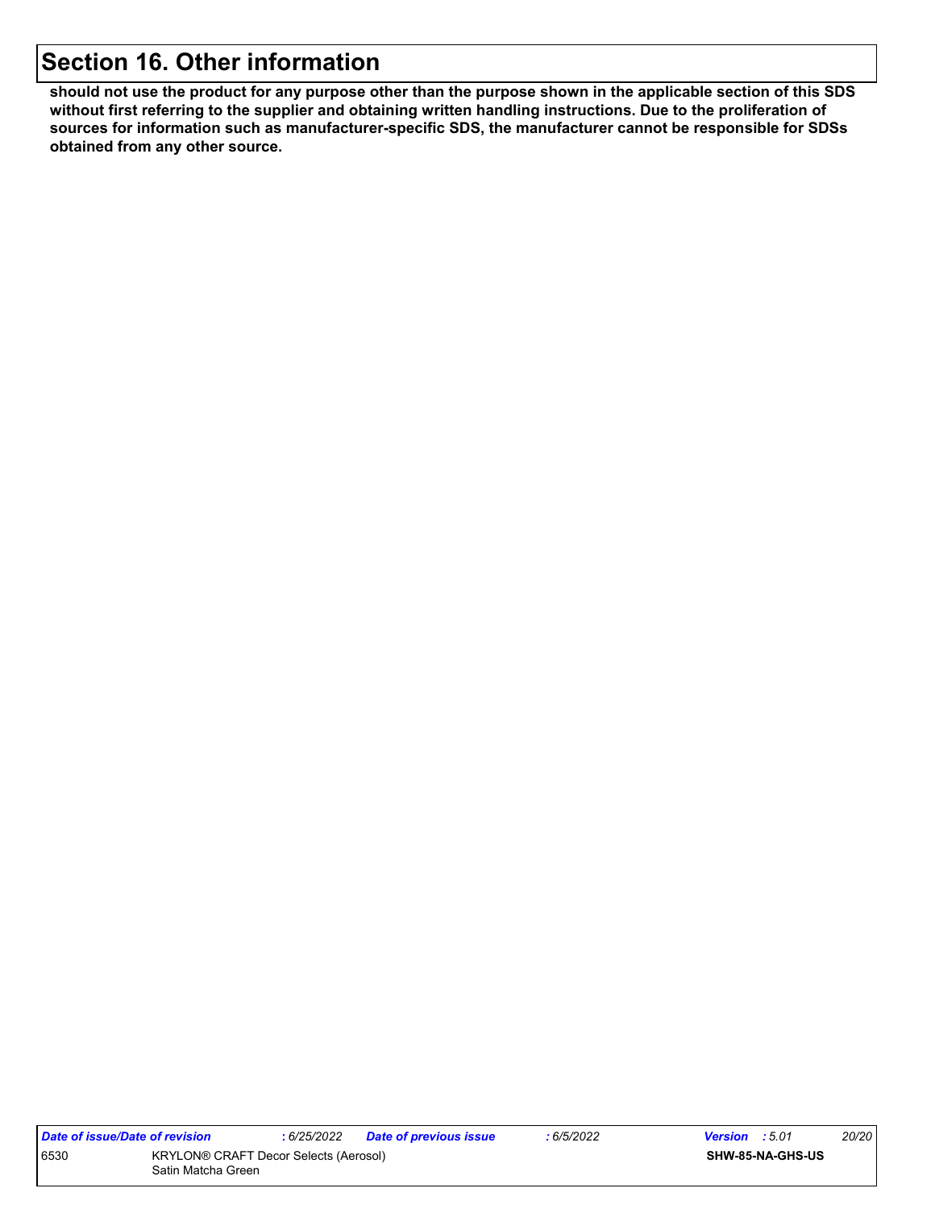# Section 16. Other information

**should not use the product for any purpose other than the purpose shown in the applicable section of this SDS without first referring to the supplier and obtaining written handling instructions. Due to the proliferation of sources for information such as manufacturer-specific SDS, the manufacturer cannot be responsible for SDSs obtained from any other source.**